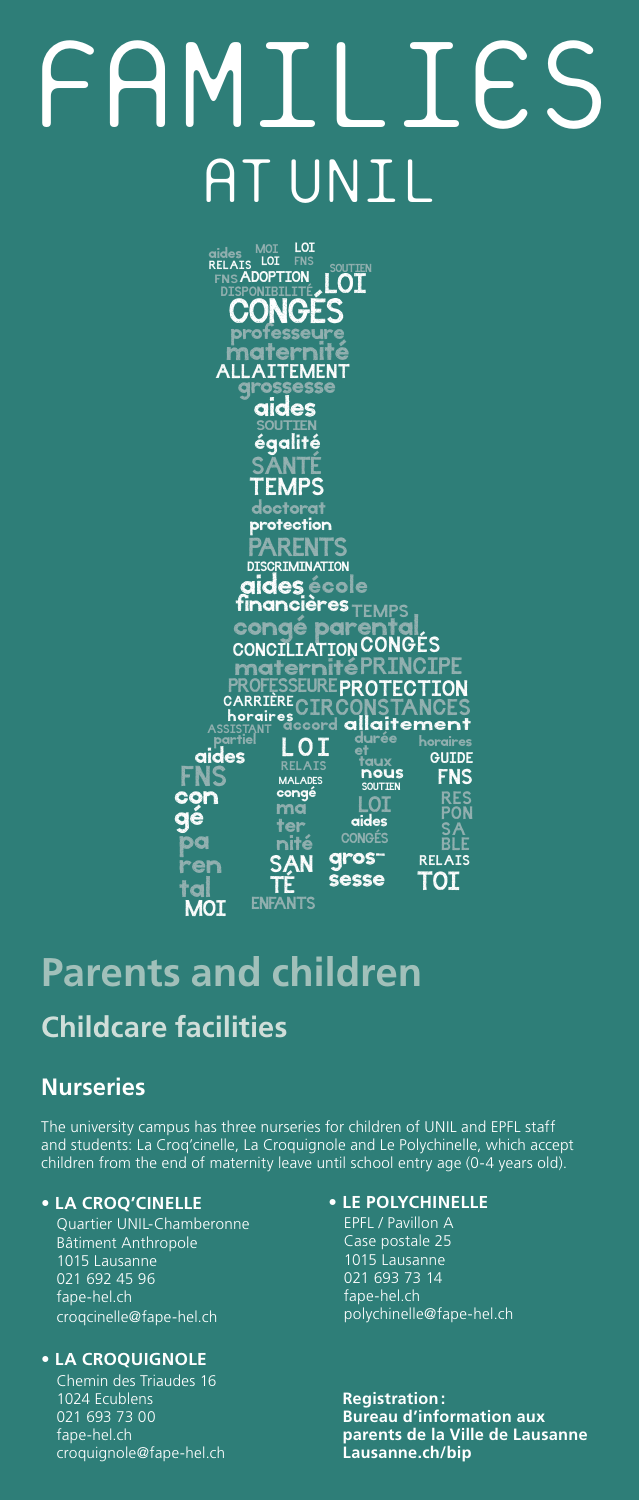# FAMILIES AT UNIL

## Parents and children

### Childcare facilities

#### Nurseries

The university campus has three nurseries for children of UNIL and EPFL staff and students: La Croq'cinelle, La Croquignole and Le Polychinelle, which accept children from the end of maternity leave until school entry age (0-4 years old).

- **LA CROQ'CINELLE**
  Quartier UNIL-Chamberonne
  Bâtiment Anthropole
  1015 Lausanne
  021 692 45 96
  fape-hel.ch
  croqcinelle@fape-hel.ch

- **LA CROQUIGNOLE**
  Chemin des Triaudes 16
  1024 Ecublens
  021 693 73 00
  fape-hel.ch
  croquignole@fape-hel.ch

- **LE POLYCHINELLE**
  EPFL / Pavillon A
  Case postale 25
  1015 Lausanne
  021 693 73 14
  fape-hel.ch
  polychinelle@fape-hel.ch

**Registration:**
**Bureau d'information aux parents de la Ville de Lausanne**
**Lausanne.ch/bip**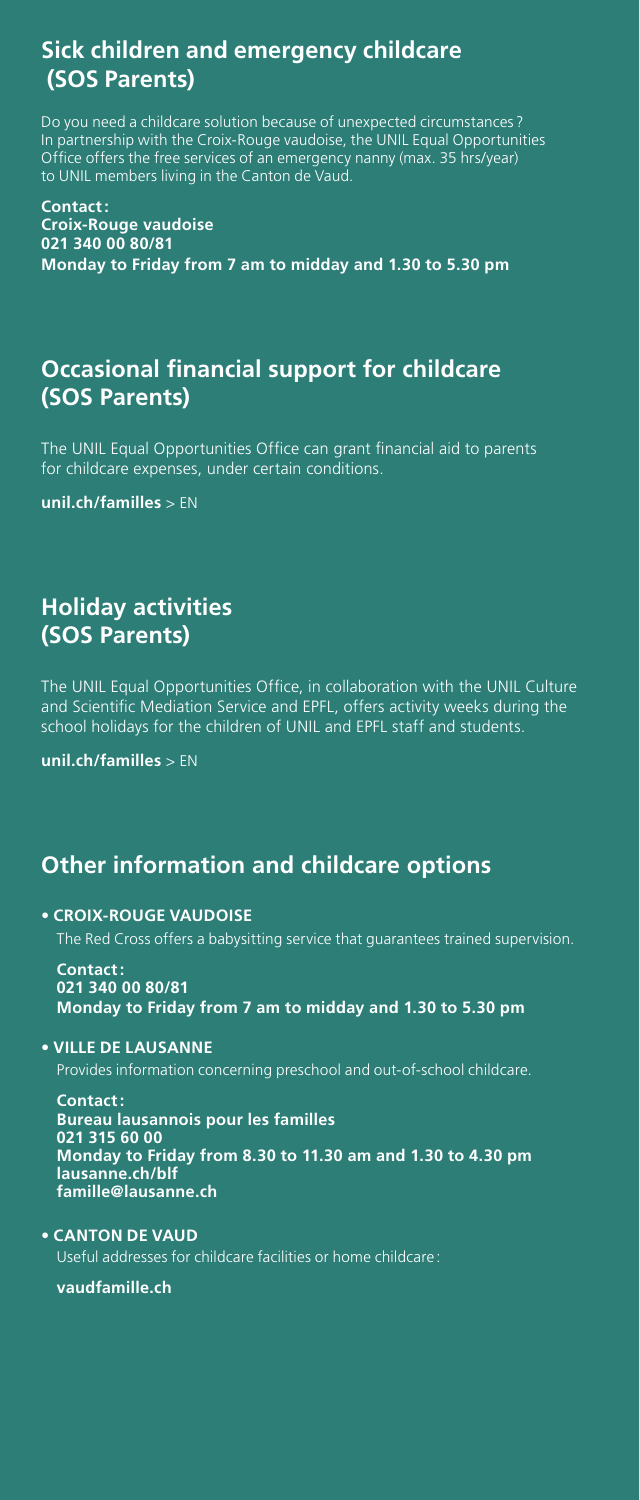## Sick children and emergency childcare (SOS Parents)

Do you need a childcare solution because of unexpected circumstances ? In partnership with the Croix-Rouge vaudoise, the UNIL Equal Opportunities Office offers the free services of an emergency nanny (max. 35 hrs/year) to UNIL members living in the Canton de Vaud.

**Contact :**
**Croix-Rouge vaudoise**
**021 340 00 80/81**
**Monday to Friday from 7 am to midday and 1.30 to 5.30 pm**

## Occasional financial support for childcare (SOS Parents)

The UNIL Equal Opportunities Office can grant financial aid to parents for childcare expenses, under certain conditions.

**unil.ch/familles** > EN

## Holiday activities (SOS Parents)

The UNIL Equal Opportunities Office, in collaboration with the UNIL Culture and Scientific Mediation Service and EPFL, offers activity weeks during the school holidays for the children of UNIL and EPFL staff and students.

**unil.ch/familles** > EN

## Other information and childcare options

- **CROIX-ROUGE VAUDOISE**

  The Red Cross offers a babysitting service that guarantees trained supervision.

  **Contact :**
  **021 340 00 80/81**
  **Monday to Friday from 7 am to midday and 1.30 to 5.30 pm**

- **VILLE DE LAUSANNE**

  Provides information concerning preschool and out-of-school childcare.

  **Contact :**
  **Bureau lausannois pour les familles**
  **021 315 60 00**
  **Monday to Friday from 8.30 to 11.30 am and 1.30 to 4.30 pm**
  **lausanne.ch/blf**
  **famille@lausanne.ch**

- **CANTON DE VAUD**

  Useful addresses for childcare facilities or home childcare :

  **vaudfamille.ch**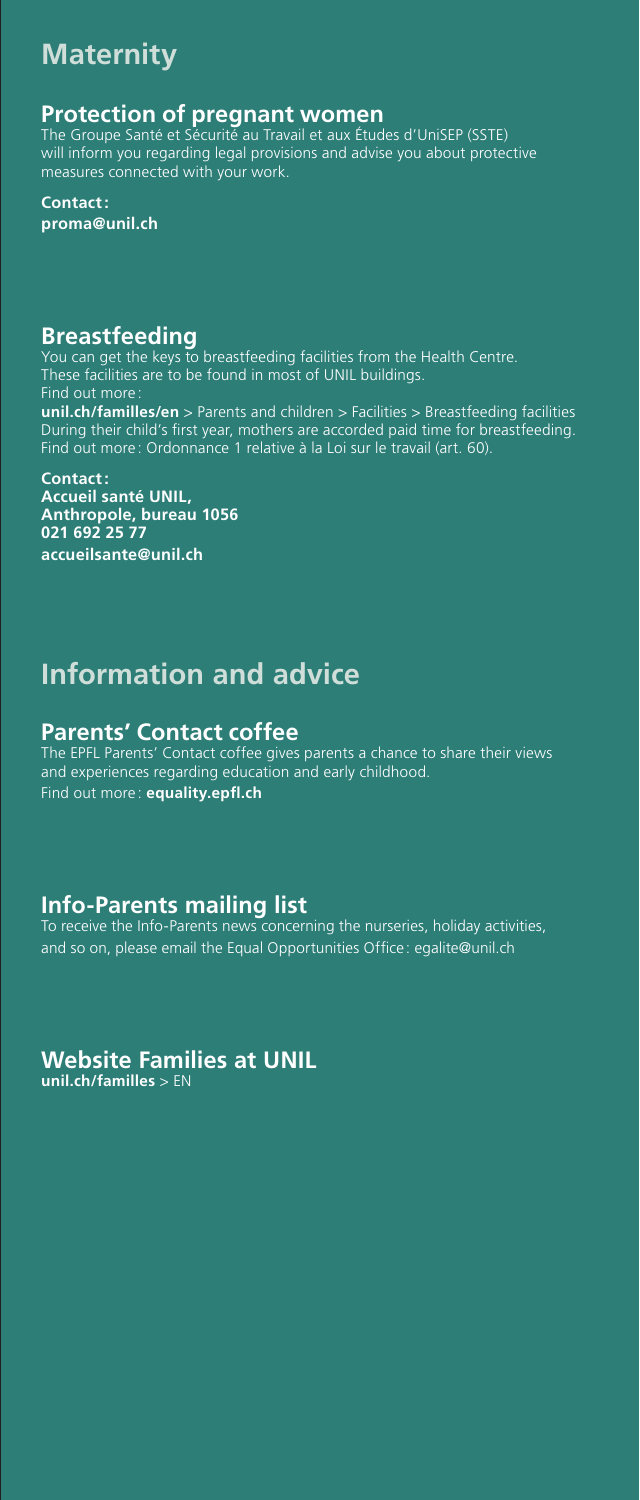# Maternity

## Protection of pregnant women

The Groupe Santé et Sécurité au Travail et aux Études d'UniSEP (SSTE) will inform you regarding legal provisions and advise you about protective measures connected with your work.

**Contact:**
**proma@unil.ch**

## Breastfeeding

You can get the keys to breastfeeding facilities from the Health Centre. These facilities are to be found in most of UNIL buildings.
Find out more:
**unil.ch/familles/en** > Parents and children > Facilities > Breastfeeding facilities
During their child's first year, mothers are accorded paid time for breastfeeding. Find out more: Ordonnance 1 relative à la Loi sur le travail (art. 60).

**Contact:**
**Accueil santé UNIL,**
**Anthropole, bureau 1056**
**021 692 25 77**
**accueilsante@unil.ch**

# Information and advice

## Parents' Contact coffee

The EPFL Parents' Contact coffee gives parents a chance to share their views and experiences regarding education and early childhood.
Find out more: **equality.epfl.ch**

## Info-Parents mailing list

To receive the Info-Parents news concerning the nurseries, holiday activities, and so on, please email the Equal Opportunities Office: egalite@unil.ch

## Website Families at UNIL

**unil.ch/familles** > EN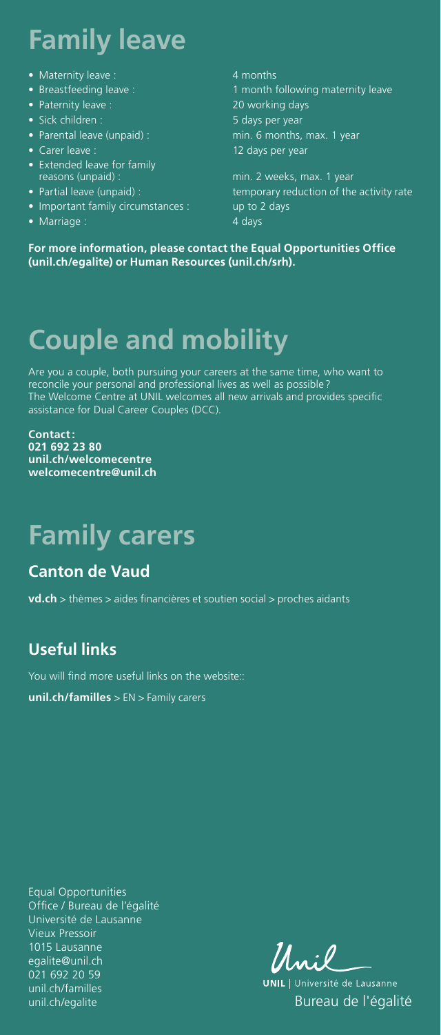# Family leave

- Maternity leave : 4 months
- Breastfeeding leave : 1 month following maternity leave
- Paternity leave : 20 working days
- Sick children : 5 days per year
- Parental leave (unpaid) : min. 6 months, max. 1 year
- Carer leave : 12 days per year
- Extended leave for family reasons (unpaid) : min. 2 weeks, max. 1 year
- Partial leave (unpaid) : temporary reduction of the activity rate
- Important family circumstances : up to 2 days
- Marriage : 4 days

**For more information, please contact the Equal Opportunities Office (unil.ch/egalite) or Human Resources (unil.ch/srh).**

# Couple and mobility

Are you a couple, both pursuing your careers at the same time, who want to reconcile your personal and professional lives as well as possible ? The Welcome Centre at UNIL welcomes all new arrivals and provides specific assistance for Dual Career Couples (DCC).

**Contact :**
**021 692 23 80**
**unil.ch/welcomecentre**
**welcomecentre@unil.ch**

# Family carers

## Canton de Vaud

**vd.ch** > thèmes > aides financières et soutien social > proches aidants

## Useful links

You will find more useful links on the website::

**unil.ch/familles** > EN > Family carers

Equal Opportunities
Office / Bureau de l'égalité
Université de Lausanne
Vieux Pressoir
1015 Lausanne
egalite@unil.ch
021 692 20 59
unil.ch/familles
unil.ch/egalite

**UNIL** | Université de Lausanne
Bureau de l'égalité